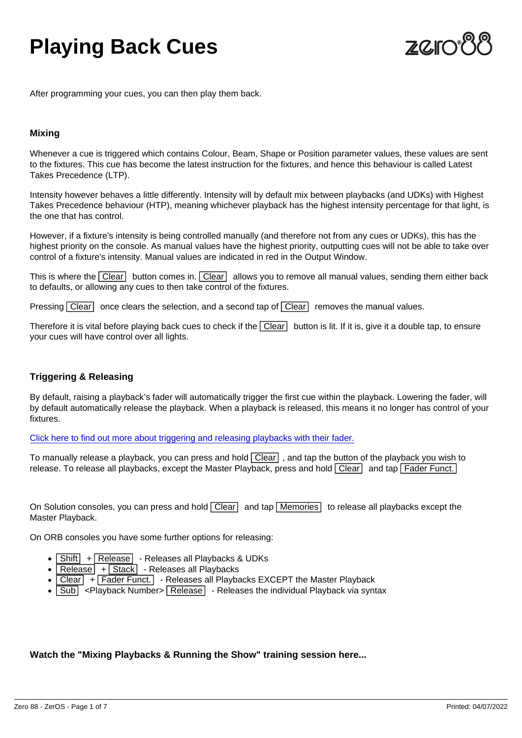# Playing Back Cues

After programming your cues, you can then play them back.

### Mixing

Whenever a cue is triggered which contains Colour, Beam, Shape or Position parameter values, these values are sent to the fixtures. This cue has become the latest instruction for the fixtures, and hence this behaviour is called Latest Takes Precedence (LTP).

Intensity however behaves a little differently. Intensity will by default mix between playbacks (and UDKs) with Highest Takes Precedence behaviour (HTP), meaning whichever playback has the highest intensity percentage for that light, is the one that has control.

However, if a fixture's intensity is being controlled manually (and therefore not from any cues or UDKs), this has the highest priority on the console. As manual values have the highest priority, outputting cues will not be able to take over control of a fixture's intensity. Manual values are indicated in red in the Output Window.

This is where the Clear button comes in. Clear allows you to remove all manual values, sending them either back to defaults, or allowing any cues to then take control of the fixtures.

Pressing Clear once clears the selection, and a second tap of Clear removes the manual values.

Therefore it is vital before playing back cues to check if the Clear button is lit. If it is, give it a double tap, to ensure your cues will have control over all lights.

### Triggering & Releasing

By default, raising a playback's fader will automatically trigger the first cue within the playback. Lowering the fader, will by default automatically release the playback. When a playback is released, this means it no longer has control of your fixtures.

Click here to find out more about triggering and releasing playbacks with their fader.

To manually release a playback, you can press and hold Clear , and tap the button of the playback you wish to release. To release all playbacks, except the Master Playback, press and hold Clear and tap Fader Funct.

On Solution consoles, you can press and hold Clear and tap Memories to release all playbacks except the Master Playback.

On ORB consoles you have some further options for releasing:

- Shift + Release - Releases all Playbacks & UDKs
- Release + Stack - Releases all Playbacks
- Clear + Fader Funct. - Releases all Playbacks EXCEPT the Master Playback
- Sub <Playback Number> Release - Releases the individual Playback via syntax

**Watch the "Mixing Playbacks & Running the Show" training session here...**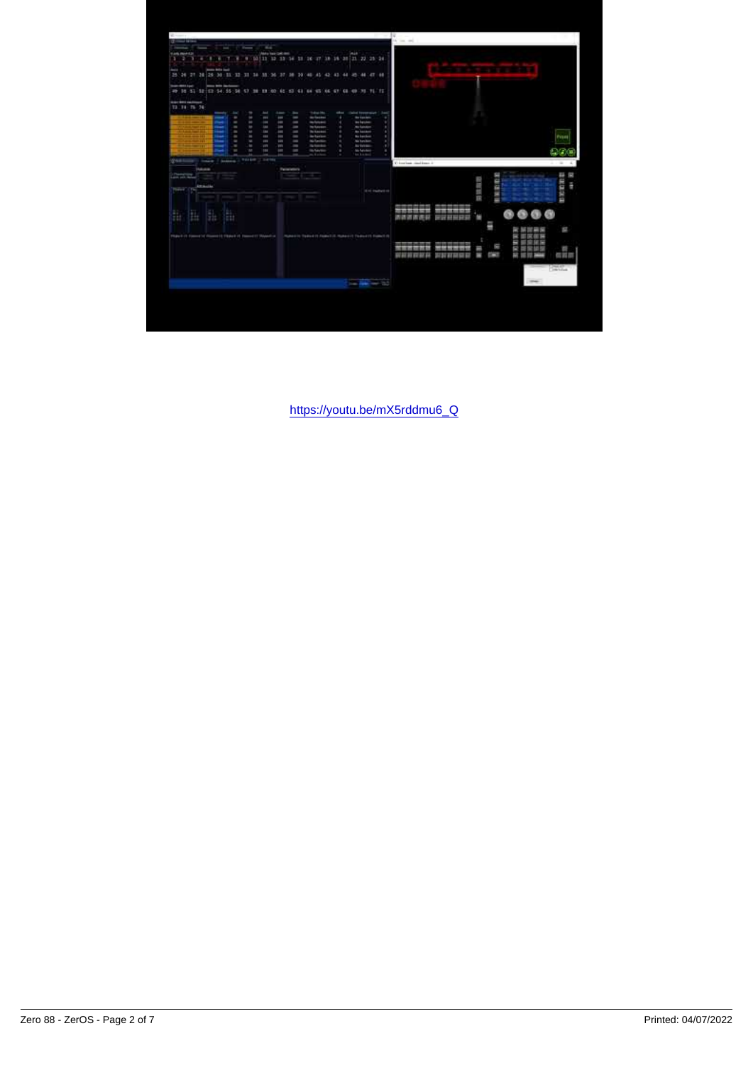https://youtu.be/mX5rddmu6_Q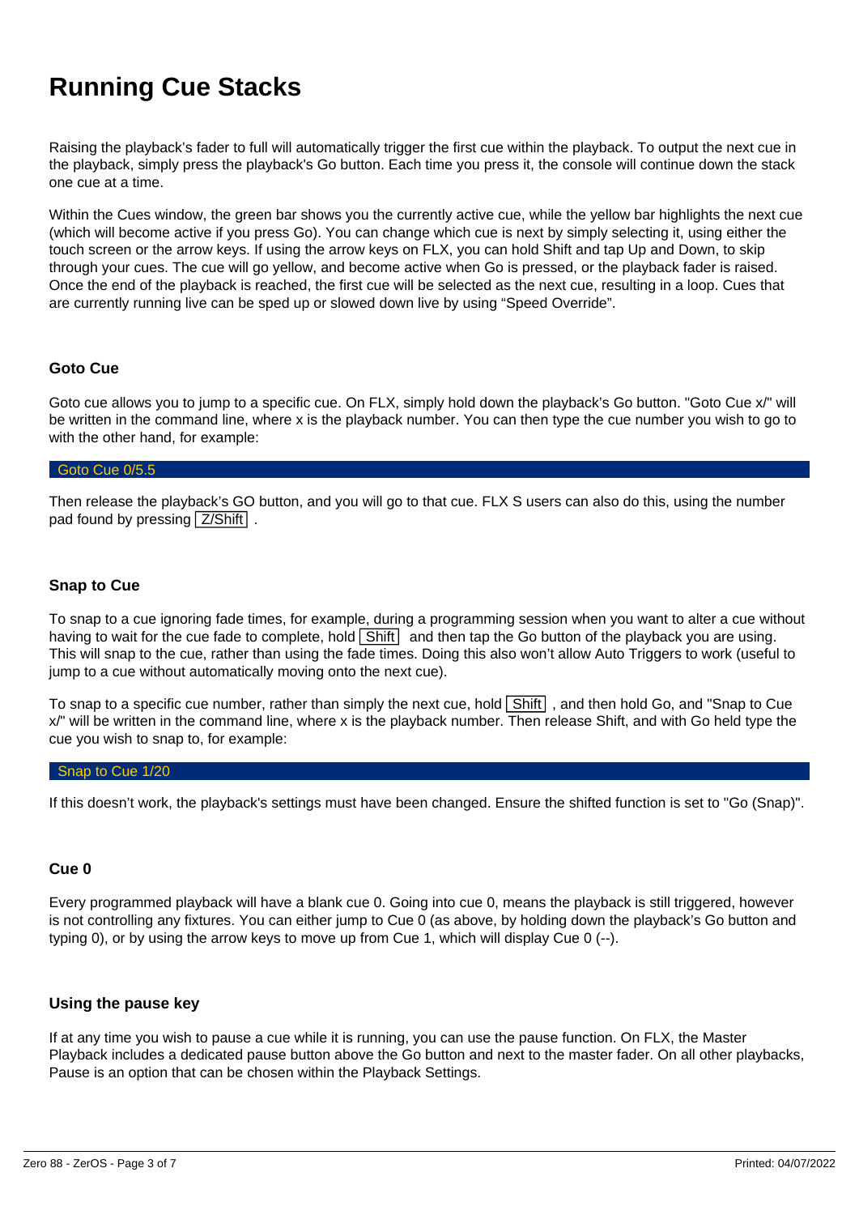# Running Cue Stacks

Raising the playback's fader to full will automatically trigger the first cue within the playback. To output the next cue in the playback, simply press the playback's Go button. Each time you press it, the console will continue down the stack one cue at a time.

Within the Cues window, the green bar shows you the currently active cue, while the yellow bar highlights the next cue (which will become active if you press Go). You can change which cue is next by simply selecting it, using either the touch screen or the arrow keys. If using the arrow keys on FLX, you can hold Shift and tap Up and Down, to skip through your cues. The cue will go yellow, and become active when Go is pressed, or the playback fader is raised. Once the end of the playback is reached, the first cue will be selected as the next cue, resulting in a loop. Cues that are currently running live can be sped up or slowed down live by using "Speed Override".

### Goto Cue

Goto cue allows you to jump to a specific cue. On FLX, simply hold down the playback's Go button. "Goto Cue x/" will be written in the command line, where x is the playback number. You can then type the cue number you wish to go to with the other hand, for example:

```
Goto Cue 0/5.5
```

Then release the playback's GO button, and you will go to that cue. FLX S users can also do this, using the number pad found by pressing Z/Shift .

### Snap to Cue

To snap to a cue ignoring fade times, for example, during a programming session when you want to alter a cue without having to wait for the cue fade to complete, hold Shift and then tap the Go button of the playback you are using. This will snap to the cue, rather than using the fade times. Doing this also won't allow Auto Triggers to work (useful to jump to a cue without automatically moving onto the next cue).

To snap to a specific cue number, rather than simply the next cue, hold Shift , and then hold Go, and "Snap to Cue x/" will be written in the command line, where x is the playback number. Then release Shift, and with Go held type the cue you wish to snap to, for example:

```
Snap to Cue 1/20
```

If this doesn't work, the playback's settings must have been changed. Ensure the shifted function is set to "Go (Snap)".

### Cue 0

Every programmed playback will have a blank cue 0. Going into cue 0, means the playback is still triggered, however is not controlling any fixtures. You can either jump to Cue 0 (as above, by holding down the playback's Go button and typing 0), or by using the arrow keys to move up from Cue 1, which will display Cue 0 (--).

### Using the pause key

If at any time you wish to pause a cue while it is running, you can use the pause function. On FLX, the Master Playback includes a dedicated pause button above the Go button and next to the master fader. On all other playbacks, Pause is an option that can be chosen within the Playback Settings.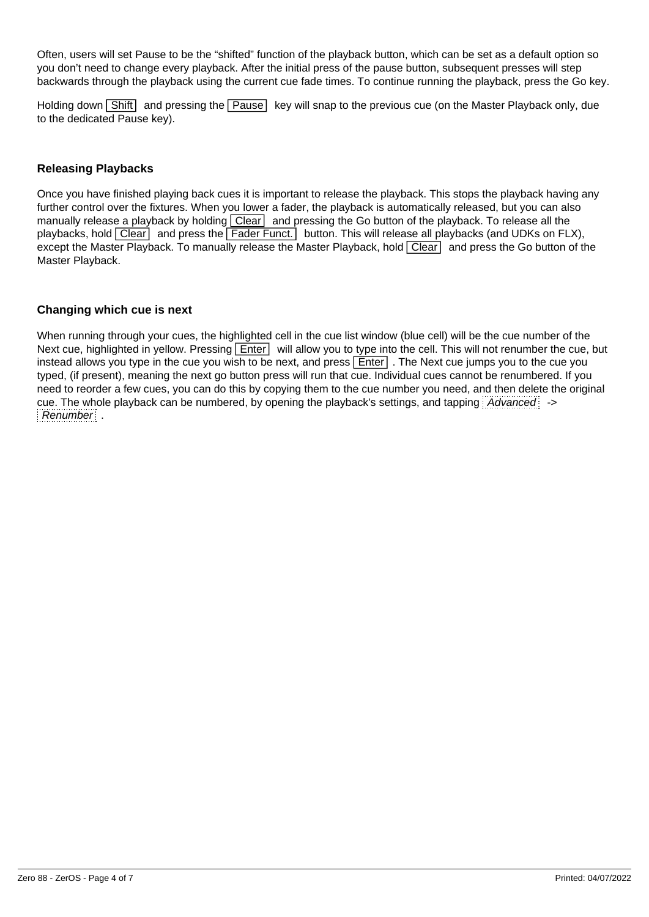Often, users will set Pause to be the "shifted" function of the playback button, which can be set as a default option so you don't need to change every playback. After the initial press of the pause button, subsequent presses will step backwards through the playback using the current cue fade times. To continue running the playback, press the Go key.

Holding down Shift and pressing the Pause key will snap to the previous cue (on the Master Playback only, due to the dedicated Pause key).

### Releasing Playbacks

Once you have finished playing back cues it is important to release the playback. This stops the playback having any further control over the fixtures. When you lower a fader, the playback is automatically released, but you can also manually release a playback by holding Clear and pressing the Go button of the playback. To release all the playbacks, hold Clear and press the Fader Funct. button. This will release all playbacks (and UDKs on FLX), except the Master Playback. To manually release the Master Playback, hold Clear and press the Go button of the Master Playback.

### Changing which cue is next

When running through your cues, the highlighted cell in the cue list window (blue cell) will be the cue number of the Next cue, highlighted in yellow. Pressing Enter will allow you to type into the cell. This will not renumber the cue, but instead allows you type in the cue you wish to be next, and press Enter. The Next cue jumps you to the cue you typed, (if present), meaning the next go button press will run that cue. Individual cues cannot be renumbered. If you need to reorder a few cues, you can do this by copying them to the cue number you need, and then delete the original cue. The whole playback can be numbered, by opening the playback's settings, and tapping *Advanced* -> *Renumber*.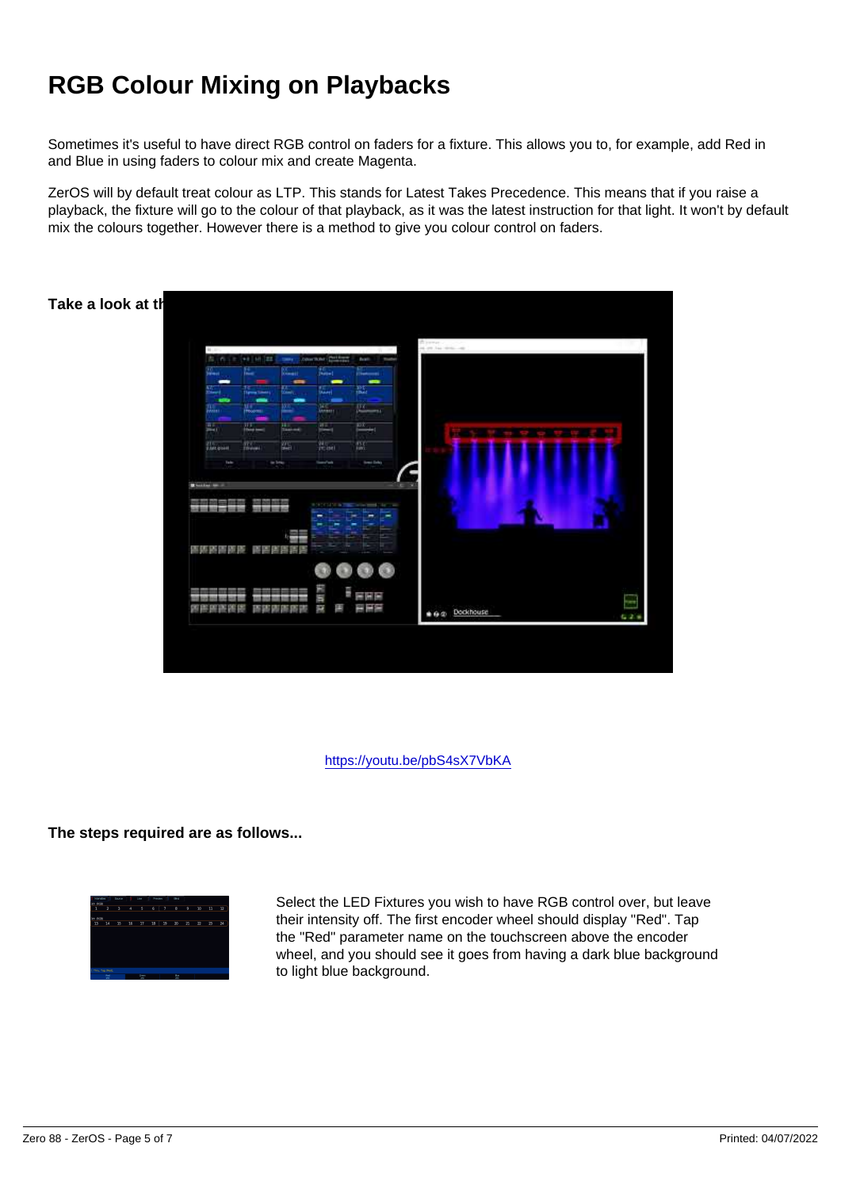# RGB Colour Mixing on Playbacks

Sometimes it's useful to have direct RGB control on faders for a fixture. This allows you to, for example, add Red in and Blue in using faders to colour mix and create Magenta.

ZerOS will by default treat colour as LTP. This stands for Latest Takes Precedence. This means that if you raise a playback, the fixture will go to the colour of that playback, as it was the latest instruction for that light. It won't by default mix the colours together. However there is a method to give you colour control on faders.

**Take a look at th**

https://youtu.be/pbS4sX7VbKA

**The steps required are as follows...**

Select the LED Fixtures you wish to have RGB control over, but leave their intensity off. The first encoder wheel should display "Red". Tap the "Red" parameter name on the touchscreen above the encoder wheel, and you should see it goes from having a dark blue background to light blue background.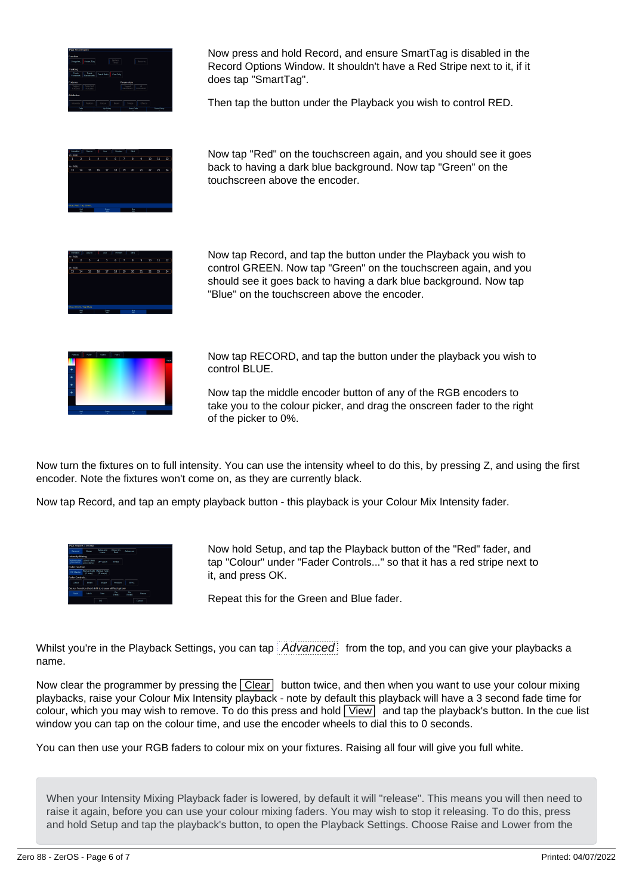Now press and hold Record, and ensure SmartTag is disabled in the Record Options Window. It shouldn't have a Red Stripe next to it, if it does tap "SmartTag".

Then tap the button under the Playback you wish to control RED.

Now tap "Red" on the touchscreen again, and you should see it goes back to having a dark blue background. Now tap "Green" on the touchscreen above the encoder.

Now tap Record, and tap the button under the Playback you wish to control GREEN. Now tap "Green" on the touchscreen again, and you should see it goes back to having a dark blue background. Now tap "Blue" on the touchscreen above the encoder.

Now tap RECORD, and tap the button under the playback you wish to control BLUE.

Now tap the middle encoder button of any of the RGB encoders to take you to the colour picker, and drag the onscreen fader to the right of the picker to 0%.

Now turn the fixtures on to full intensity. You can use the intensity wheel to do this, by pressing Z, and using the first encoder. Note the fixtures won't come on, as they are currently black.

Now tap Record, and tap an empty playback button - this playback is your Colour Mix Intensity fader.

Now hold Setup, and tap the Playback button of the "Red" fader, and tap "Colour" under "Fader Controls..." so that it has a red stripe next to it, and press OK.

Repeat this for the Green and Blue fader.

Whilst you're in the Playback Settings, you can tap *Advanced* from the top, and you can give your playbacks a name.

Now clear the programmer by pressing the Clear button twice, and then when you want to use your colour mixing playbacks, raise your Colour Mix Intensity playback - note by default this playback will have a 3 second fade time for colour, which you may wish to remove. To do this press and hold View and tap the playback's button. In the cue list window you can tap on the colour time, and use the encoder wheels to dial this to 0 seconds.

You can then use your RGB faders to colour mix on your fixtures. Raising all four will give you full white.

When your Intensity Mixing Playback fader is lowered, by default it will "release". This means you will then need to raise it again, before you can use your colour mixing faders. You may wish to stop it releasing. To do this, press and hold Setup and tap the playback's button, to open the Playback Settings. Choose Raise and Lower from the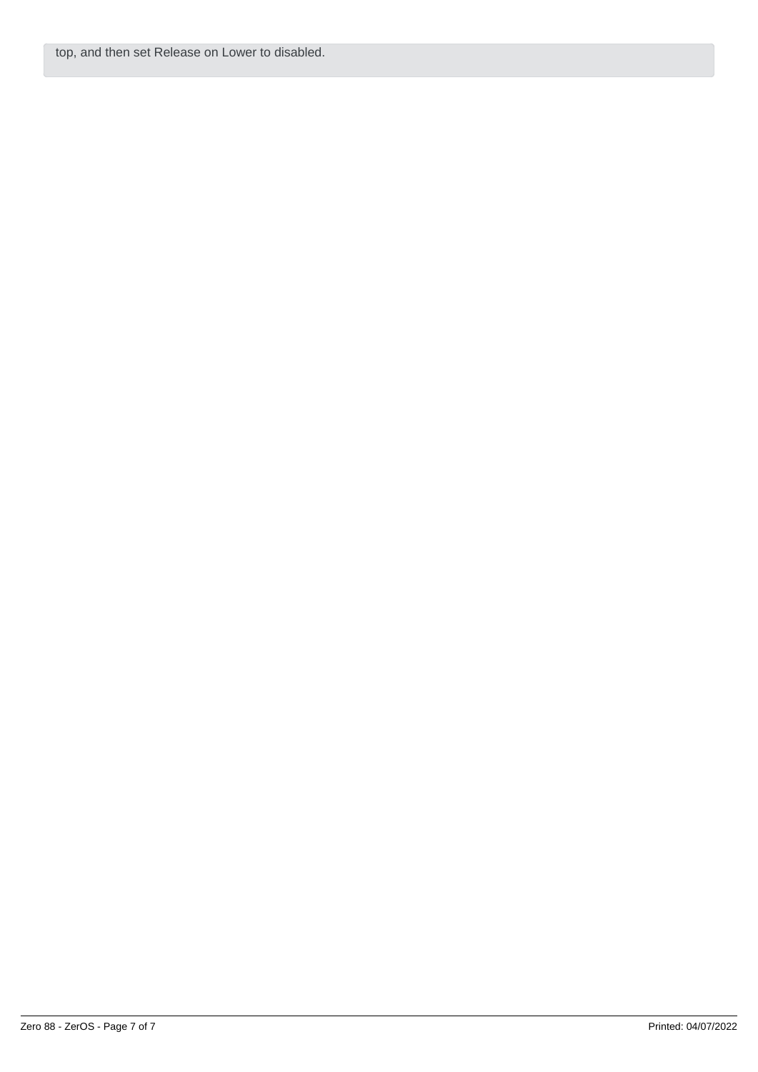top, and then set Release on Lower to disabled.